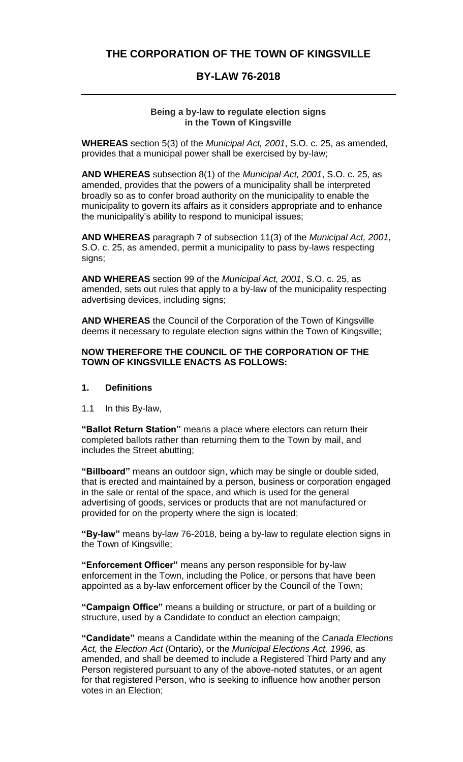# THE CORPORATION OF THE TOWN OF KINGSVILLE

## BY-LAW 76-2018

**Being a by-law to regulate election signs in the Town of Kingsville**

**WHEREAS** section 5(3) of the *Municipal Act, 2001*, S.O. c. 25, as amended, provides that a municipal power shall be exercised by by-law;

**AND WHEREAS** subsection 8(1) of the *Municipal Act, 2001*, S.O. c. 25, as amended, provides that the powers of a municipality shall be interpreted broadly so as to confer broad authority on the municipality to enable the municipality to govern its affairs as it considers appropriate and to enhance the municipality's ability to respond to municipal issues;

**AND WHEREAS** paragraph 7 of subsection 11(3) of the *Municipal Act, 2001*, S.O. c. 25, as amended, permit a municipality to pass by-laws respecting signs;

**AND WHEREAS** section 99 of the *Municipal Act, 2001*, S.O. c. 25, as amended, sets out rules that apply to a by-law of the municipality respecting advertising devices, including signs;

**AND WHEREAS** the Council of the Corporation of the Town of Kingsville deems it necessary to regulate election signs within the Town of Kingsville;

**NOW THEREFORE THE COUNCIL OF THE CORPORATION OF THE TOWN OF KINGSVILLE ENACTS AS FOLLOWS:**

### 1. Definitions

1.1 In this By-law,

**"Ballot Return Station"** means a place where electors can return their completed ballots rather than returning them to the Town by mail, and includes the Street abutting;

**"Billboard"** means an outdoor sign, which may be single or double sided, that is erected and maintained by a person, business or corporation engaged in the sale or rental of the space, and which is used for the general advertising of goods, services or products that are not manufactured or provided for on the property where the sign is located;

**"By-law"** means by-law 76-2018, being a by-law to regulate election signs in the Town of Kingsville;

**"Enforcement Officer"** means any person responsible for by-law enforcement in the Town, including the Police, or persons that have been appointed as a by-law enforcement officer by the Council of the Town;

**"Campaign Office"** means a building or structure, or part of a building or structure, used by a Candidate to conduct an election campaign;

**"Candidate"** means a Candidate within the meaning of the *Canada Elections Act,* the *Election Act* (Ontario), or the *Municipal Elections Act, 1996,* as amended, and shall be deemed to include a Registered Third Party and any Person registered pursuant to any of the above-noted statutes, or an agent for that registered Person, who is seeking to influence how another person votes in an Election;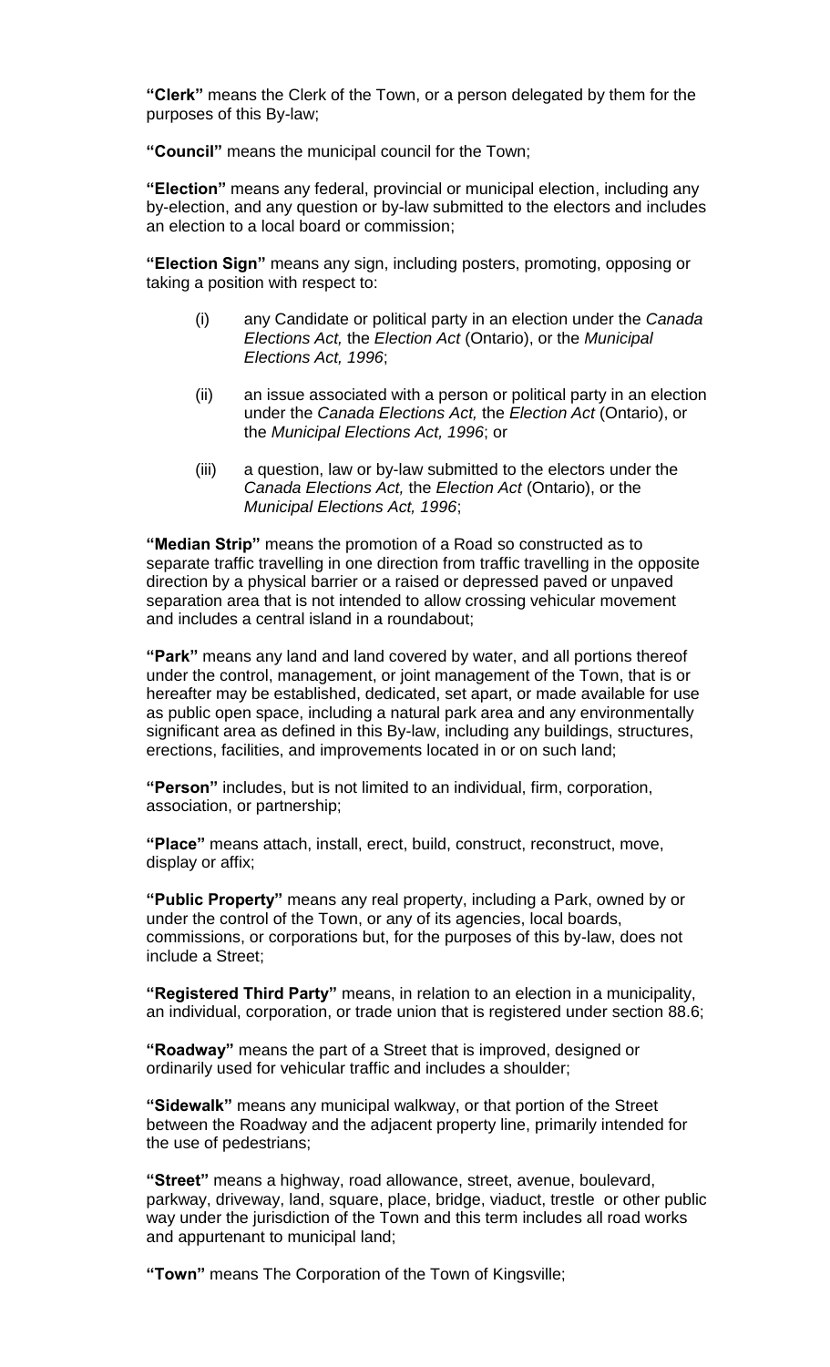**"Clerk"** means the Clerk of the Town, or a person delegated by them for the purposes of this By-law;

**"Council"** means the municipal council for the Town;

**"Election"** means any federal, provincial or municipal election, including any by-election, and any question or by-law submitted to the electors and includes an election to a local board or commission;

**"Election Sign"** means any sign, including posters, promoting, opposing or taking a position with respect to:

(i) any Candidate or political party in an election under the *Canada Elections Act,* the *Election Act* (Ontario), or the *Municipal Elections Act, 1996*;

(ii) an issue associated with a person or political party in an election under the *Canada Elections Act,* the *Election Act* (Ontario), or the *Municipal Elections Act, 1996*; or

(iii) a question, law or by-law submitted to the electors under the *Canada Elections Act,* the *Election Act* (Ontario), or the *Municipal Elections Act, 1996*;

**"Median Strip"** means the promotion of a Road so constructed as to separate traffic travelling in one direction from traffic travelling in the opposite direction by a physical barrier or a raised or depressed paved or unpaved separation area that is not intended to allow crossing vehicular movement and includes a central island in a roundabout;

**"Park"** means any land and land covered by water, and all portions thereof under the control, management, or joint management of the Town, that is or hereafter may be established, dedicated, set apart, or made available for use as public open space, including a natural park area and any environmentally significant area as defined in this By-law, including any buildings, structures, erections, facilities, and improvements located in or on such land;

**"Person"** includes, but is not limited to an individual, firm, corporation, association, or partnership;

**"Place"** means attach, install, erect, build, construct, reconstruct, move, display or affix;

**"Public Property"** means any real property, including a Park, owned by or under the control of the Town, or any of its agencies, local boards, commissions, or corporations but, for the purposes of this by-law, does not include a Street;

**"Registered Third Party"** means, in relation to an election in a municipality, an individual, corporation, or trade union that is registered under section 88.6;

**"Roadway"** means the part of a Street that is improved, designed or ordinarily used for vehicular traffic and includes a shoulder;

**"Sidewalk"** means any municipal walkway, or that portion of the Street between the Roadway and the adjacent property line, primarily intended for the use of pedestrians;

**"Street"** means a highway, road allowance, street, avenue, boulevard, parkway, driveway, land, square, place, bridge, viaduct, trestle or other public way under the jurisdiction of the Town and this term includes all road works and appurtenant to municipal land;

**"Town"** means The Corporation of the Town of Kingsville;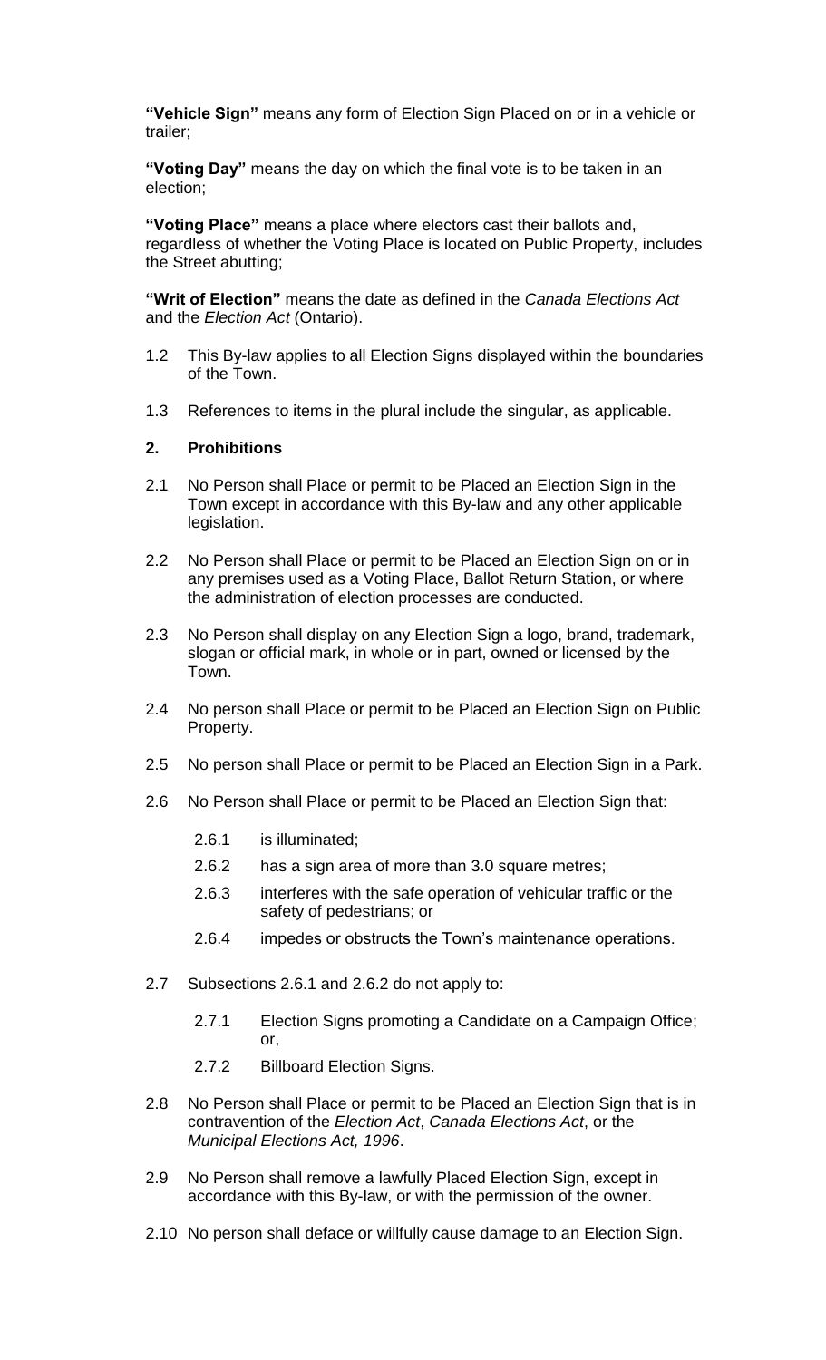**"Vehicle Sign"** means any form of Election Sign Placed on or in a vehicle or trailer;

**"Voting Day"** means the day on which the final vote is to be taken in an election;

**"Voting Place"** means a place where electors cast their ballots and, regardless of whether the Voting Place is located on Public Property, includes the Street abutting;

**"Writ of Election"** means the date as defined in the *Canada Elections Act* and the *Election Act* (Ontario).

1.2 This By-law applies to all Election Signs displayed within the boundaries of the Town.

1.3 References to items in the plural include the singular, as applicable.

## 2. Prohibitions

2.1 No Person shall Place or permit to be Placed an Election Sign in the Town except in accordance with this By-law and any other applicable legislation.

2.2 No Person shall Place or permit to be Placed an Election Sign on or in any premises used as a Voting Place, Ballot Return Station, or where the administration of election processes are conducted.

2.3 No Person shall display on any Election Sign a logo, brand, trademark, slogan or official mark, in whole or in part, owned or licensed by the Town.

2.4 No person shall Place or permit to be Placed an Election Sign on Public Property.

2.5 No person shall Place or permit to be Placed an Election Sign in a Park.

2.6 No Person shall Place or permit to be Placed an Election Sign that:

- 2.6.1 is illuminated;
- 2.6.2 has a sign area of more than 3.0 square metres;
- 2.6.3 interferes with the safe operation of vehicular traffic or the safety of pedestrians; or
- 2.6.4 impedes or obstructs the Town's maintenance operations.

2.7 Subsections 2.6.1 and 2.6.2 do not apply to:

- 2.7.1 Election Signs promoting a Candidate on a Campaign Office; or,
- 2.7.2 Billboard Election Signs.

2.8 No Person shall Place or permit to be Placed an Election Sign that is in contravention of the *Election Act*, *Canada Elections Act*, or the *Municipal Elections Act, 1996*.

2.9 No Person shall remove a lawfully Placed Election Sign, except in accordance with this By-law, or with the permission of the owner.

2.10 No person shall deface or willfully cause damage to an Election Sign.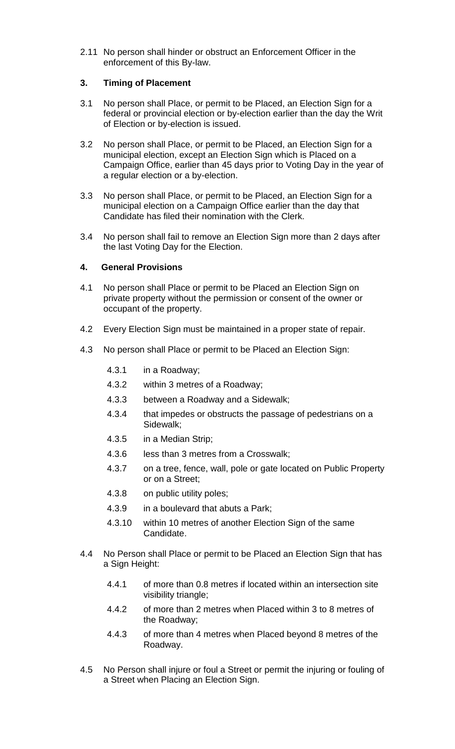2.11 No person shall hinder or obstruct an Enforcement Officer in the enforcement of this By-law.

## 3. Timing of Placement

3.1 No person shall Place, or permit to be Placed, an Election Sign for a federal or provincial election or by-election earlier than the day the Writ of Election or by-election is issued.

3.2 No person shall Place, or permit to be Placed, an Election Sign for a municipal election, except an Election Sign which is Placed on a Campaign Office, earlier than 45 days prior to Voting Day in the year of a regular election or a by-election.

3.3 No person shall Place, or permit to be Placed, an Election Sign for a municipal election on a Campaign Office earlier than the day that Candidate has filed their nomination with the Clerk.

3.4 No person shall fail to remove an Election Sign more than 2 days after the last Voting Day for the Election.

## 4. General Provisions

4.1 No person shall Place or permit to be Placed an Election Sign on private property without the permission or consent of the owner or occupant of the property.

4.2 Every Election Sign must be maintained in a proper state of repair.

4.3 No person shall Place or permit to be Placed an Election Sign:

- 4.3.1 in a Roadway;
- 4.3.2 within 3 metres of a Roadway;
- 4.3.3 between a Roadway and a Sidewalk;
- 4.3.4 that impedes or obstructs the passage of pedestrians on a Sidewalk;
- 4.3.5 in a Median Strip;
- 4.3.6 less than 3 metres from a Crosswalk;
- 4.3.7 on a tree, fence, wall, pole or gate located on Public Property or on a Street;
- 4.3.8 on public utility poles;
- 4.3.9 in a boulevard that abuts a Park;
- 4.3.10 within 10 metres of another Election Sign of the same Candidate.

4.4 No Person shall Place or permit to be Placed an Election Sign that has a Sign Height:

- 4.4.1 of more than 0.8 metres if located within an intersection site visibility triangle;
- 4.4.2 of more than 2 metres when Placed within 3 to 8 metres of the Roadway;
- 4.4.3 of more than 4 metres when Placed beyond 8 metres of the Roadway.

4.5 No Person shall injure or foul a Street or permit the injuring or fouling of a Street when Placing an Election Sign.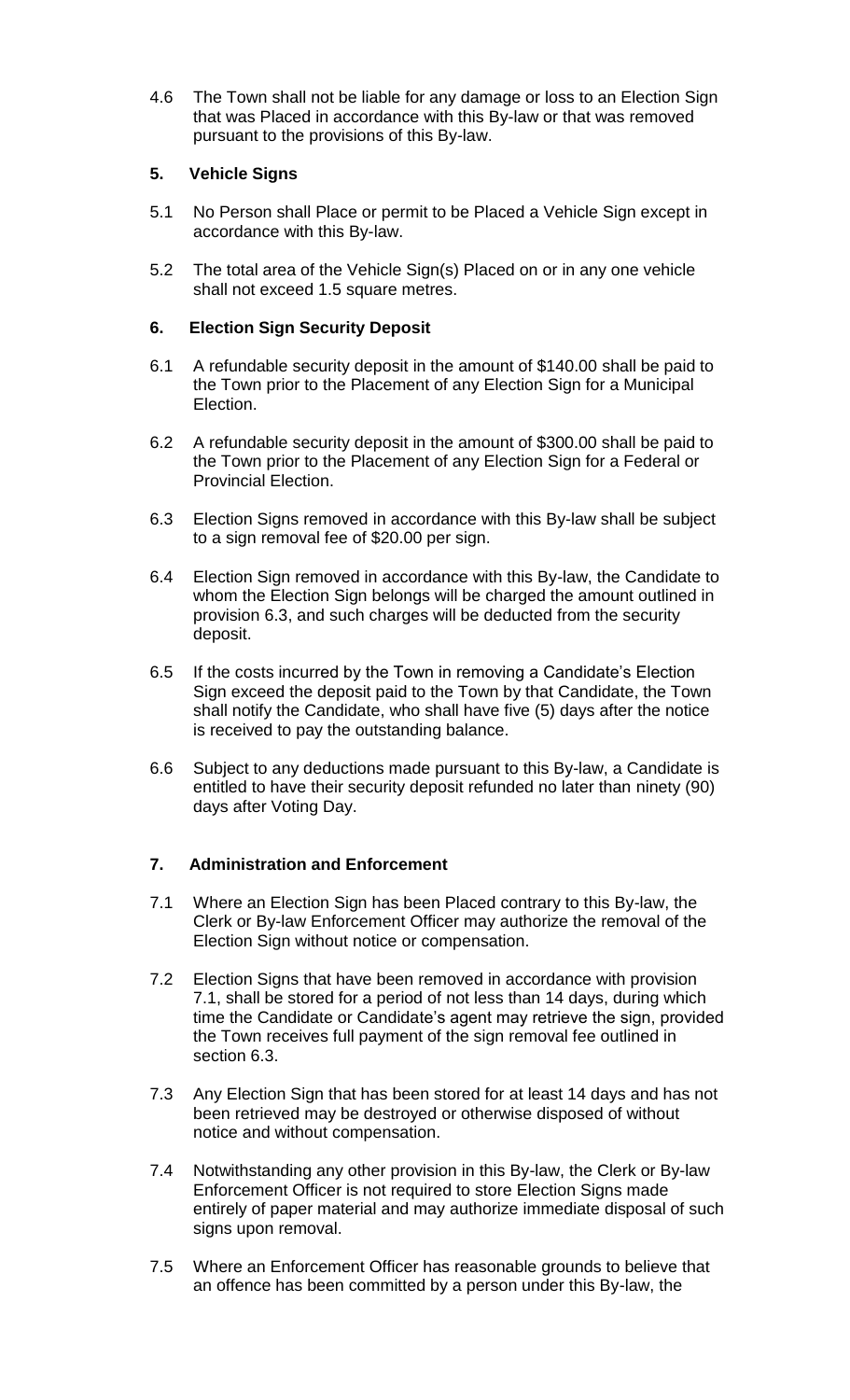4.6 The Town shall not be liable for any damage or loss to an Election Sign that was Placed in accordance with this By-law or that was removed pursuant to the provisions of this By-law.

## 5. Vehicle Signs

5.1 No Person shall Place or permit to be Placed a Vehicle Sign except in accordance with this By-law.

5.2 The total area of the Vehicle Sign(s) Placed on or in any one vehicle shall not exceed 1.5 square metres.

## 6. Election Sign Security Deposit

6.1 A refundable security deposit in the amount of $140.00 shall be paid to the Town prior to the Placement of any Election Sign for a Municipal Election.

6.2 A refundable security deposit in the amount of $300.00 shall be paid to the Town prior to the Placement of any Election Sign for a Federal or Provincial Election.

6.3 Election Signs removed in accordance with this By-law shall be subject to a sign removal fee of $20.00 per sign.

6.4 Election Sign removed in accordance with this By-law, the Candidate to whom the Election Sign belongs will be charged the amount outlined in provision 6.3, and such charges will be deducted from the security deposit.

6.5 If the costs incurred by the Town in removing a Candidate's Election Sign exceed the deposit paid to the Town by that Candidate, the Town shall notify the Candidate, who shall have five (5) days after the notice is received to pay the outstanding balance.

6.6 Subject to any deductions made pursuant to this By-law, a Candidate is entitled to have their security deposit refunded no later than ninety (90) days after Voting Day.

## 7. Administration and Enforcement

7.1 Where an Election Sign has been Placed contrary to this By-law, the Clerk or By-law Enforcement Officer may authorize the removal of the Election Sign without notice or compensation.

7.2 Election Signs that have been removed in accordance with provision 7.1, shall be stored for a period of not less than 14 days, during which time the Candidate or Candidate's agent may retrieve the sign, provided the Town receives full payment of the sign removal fee outlined in section 6.3.

7.3 Any Election Sign that has been stored for at least 14 days and has not been retrieved may be destroyed or otherwise disposed of without notice and without compensation.

7.4 Notwithstanding any other provision in this By-law, the Clerk or By-law Enforcement Officer is not required to store Election Signs made entirely of paper material and may authorize immediate disposal of such signs upon removal.

7.5 Where an Enforcement Officer has reasonable grounds to believe that an offence has been committed by a person under this By-law, the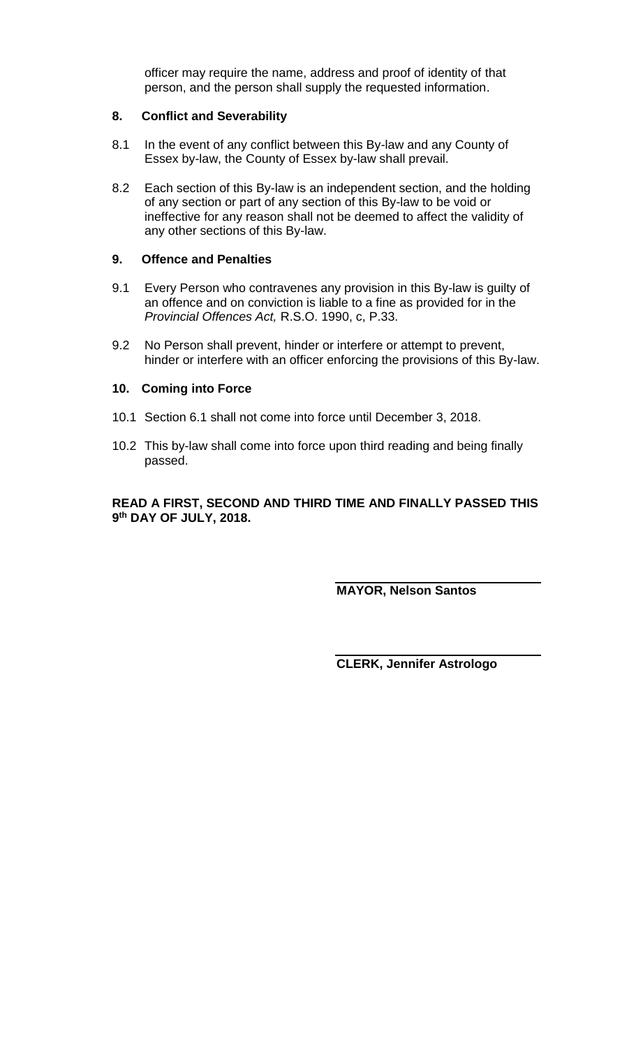officer may require the name, address and proof of identity of that person, and the person shall supply the requested information.

## 8. Conflict and Severability

8.1 In the event of any conflict between this By-law and any County of Essex by-law, the County of Essex by-law shall prevail.

8.2 Each section of this By-law is an independent section, and the holding of any section or part of any section of this By-law to be void or ineffective for any reason shall not be deemed to affect the validity of any other sections of this By-law.

## 9. Offence and Penalties

9.1 Every Person who contravenes any provision in this By-law is guilty of an offence and on conviction is liable to a fine as provided for in the *Provincial Offences Act,* R.S.O. 1990, c, P.33.

9.2 No Person shall prevent, hinder or interfere or attempt to prevent, hinder or interfere with an officer enforcing the provisions of this By-law.

## 10. Coming into Force

10.1 Section 6.1 shall not come into force until December 3, 2018.

10.2 This by-law shall come into force upon third reading and being finally passed.

**READ A FIRST, SECOND AND THIRD TIME AND FINALLY PASSED THIS 9th DAY OF JULY, 2018.**

**MAYOR, Nelson Santos**

**CLERK, Jennifer Astrologo**